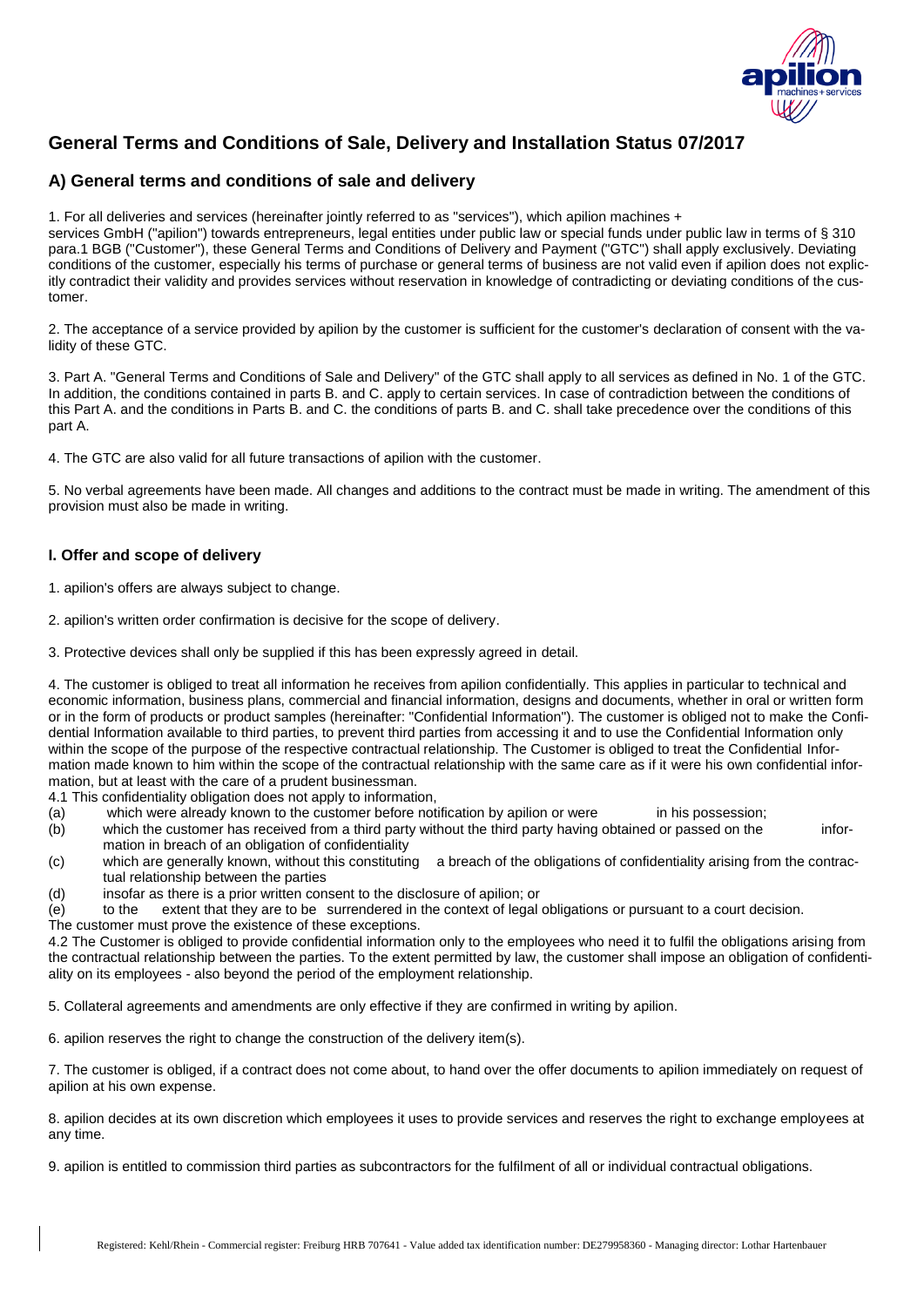# General Terms and Conditions of Sale, Delivery and Installation Status 07/2017

## A) General terms and conditions of sale and delivery

1. For all deliveries and services (hereinafter jointly referred to as "services"), which apilion machines + services GmbH ("apilion") towards entrepreneurs, legal entities under public law or special funds under public law in terms of § 310 para.1 BGB ("Customer"), these General Terms and Conditions of Delivery and Payment ("GTC") shall apply exclusively. Deviating conditions of the customer, especially his terms of purchase or general terms of business are not valid even if apilion does not explicitly contradict their validity and provides services without reservation in knowledge of contradicting or deviating conditions of the customer.

2. The acceptance of a service provided by apilion by the customer is sufficient for the customer's declaration of consent with the validity of these GTC.

3. Part A. "General Terms and Conditions of Sale and Delivery" of the GTC shall apply to all services as defined in No. 1 of the GTC. In addition, the conditions contained in parts B. and C. apply to certain services. In case of contradiction between the conditions of this Part A. and the conditions in Parts B. and C. the conditions of parts B. and C. shall take precedence over the conditions of this part A.

4. The GTC are also valid for all future transactions of apilion with the customer.

5. No verbal agreements have been made. All changes and additions to the contract must be made in writing. The amendment of this provision must also be made in writing.

### I. Offer and scope of delivery

1. apilion's offers are always subject to change.

2. apilion's written order confirmation is decisive for the scope of delivery.

3. Protective devices shall only be supplied if this has been expressly agreed in detail.

4. The customer is obliged to treat all information he receives from apilion confidentially. This applies in particular to technical and economic information, business plans, commercial and financial information, designs and documents, whether in oral or written form or in the form of products or product samples (hereinafter: "Confidential Information"). The customer is obliged not to make the Confidential Information available to third parties, to prevent third parties from accessing it and to use the Confidential Information only within the scope of the purpose of the respective contractual relationship. The Customer is obliged to treat the Confidential Information made known to him within the scope of the contractual relationship with the same care as if it were his own confidential information, but at least with the care of a prudent businessman.

4.1 This confidentiality obligation does not apply to information,

(a) which were already known to the customer before notification by apilion or were in his possession;

(b) which the customer has received from a third party without the third party having obtained or passed on the information in breach of an obligation of confidentiality

(c) which are generally known, without this constituting a breach of the obligations of confidentiality arising from the contractual relationship between the parties

(d) insofar as there is a prior written consent to the disclosure of apilion; or

(e) to the extent that they are to be surrendered in the context of legal obligations or pursuant to a court decision.

The customer must prove the existence of these exceptions.

4.2 The Customer is obliged to provide confidential information only to the employees who need it to fulfil the obligations arising from the contractual relationship between the parties. To the extent permitted by law, the customer shall impose an obligation of confidentiality on its employees - also beyond the period of the employment relationship.

5. Collateral agreements and amendments are only effective if they are confirmed in writing by apilion.

6. apilion reserves the right to change the construction of the delivery item(s).

7. The customer is obliged, if a contract does not come about, to hand over the offer documents to apilion immediately on request of apilion at his own expense.

8. apilion decides at its own discretion which employees it uses to provide services and reserves the right to exchange employees at any time.

9. apilion is entitled to commission third parties as subcontractors for the fulfilment of all or individual contractual obligations.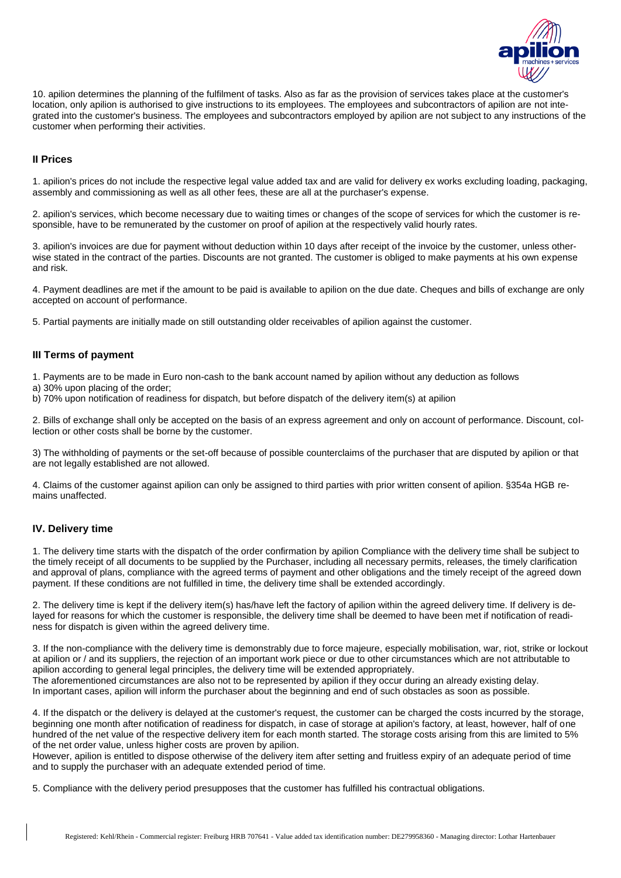10. apilion determines the planning of the fulfilment of tasks. Also as far as the provision of services takes place at the customer's location, only apilion is authorised to give instructions to its employees. The employees and subcontractors of apilion are not integrated into the customer's business. The employees and subcontractors employed by apilion are not subject to any instructions of the customer when performing their activities.

### II Prices

1. apilion's prices do not include the respective legal value added tax and are valid for delivery ex works excluding loading, packaging, assembly and commissioning as well as all other fees, these are all at the purchaser's expense.

2. apilion's services, which become necessary due to waiting times or changes of the scope of services for which the customer is responsible, have to be remunerated by the customer on proof of apilion at the respectively valid hourly rates.

3. apilion's invoices are due for payment without deduction within 10 days after receipt of the invoice by the customer, unless otherwise stated in the contract of the parties. Discounts are not granted. The customer is obliged to make payments at his own expense and risk.

4. Payment deadlines are met if the amount to be paid is available to apilion on the due date. Cheques and bills of exchange are only accepted on account of performance.

5. Partial payments are initially made on still outstanding older receivables of apilion against the customer.

### III Terms of payment

1. Payments are to be made in Euro non-cash to the bank account named by apilion without any deduction as follows
a) 30% upon placing of the order;
b) 70% upon notification of readiness for dispatch, but before dispatch of the delivery item(s) at apilion

2. Bills of exchange shall only be accepted on the basis of an express agreement and only on account of performance. Discount, collection or other costs shall be borne by the customer.

3) The withholding of payments or the set-off because of possible counterclaims of the purchaser that are disputed by apilion or that are not legally established are not allowed.

4. Claims of the customer against apilion can only be assigned to third parties with prior written consent of apilion. §354a HGB remains unaffected.

### IV. Delivery time

1. The delivery time starts with the dispatch of the order confirmation by apilion Compliance with the delivery time shall be subject to the timely receipt of all documents to be supplied by the Purchaser, including all necessary permits, releases, the timely clarification and approval of plans, compliance with the agreed terms of payment and other obligations and the timely receipt of the agreed down payment. If these conditions are not fulfilled in time, the delivery time shall be extended accordingly.

2. The delivery time is kept if the delivery item(s) has/have left the factory of apilion within the agreed delivery time. If delivery is delayed for reasons for which the customer is responsible, the delivery time shall be deemed to have been met if notification of readiness for dispatch is given within the agreed delivery time.

3. If the non-compliance with the delivery time is demonstrably due to force majeure, especially mobilisation, war, riot, strike or lockout at apilion or / and its suppliers, the rejection of an important work piece or due to other circumstances which are not attributable to apilion according to general legal principles, the delivery time will be extended appropriately.
The aforementioned circumstances are also not to be represented by apilion if they occur during an already existing delay.
In important cases, apilion will inform the purchaser about the beginning and end of such obstacles as soon as possible.

4. If the dispatch or the delivery is delayed at the customer's request, the customer can be charged the costs incurred by the storage, beginning one month after notification of readiness for dispatch, in case of storage at apilion's factory, at least, however, half of one hundred of the net value of the respective delivery item for each month started. The storage costs arising from this are limited to 5% of the net order value, unless higher costs are proven by apilion.
However, apilion is entitled to dispose otherwise of the delivery item after setting and fruitless expiry of an adequate period of time and to supply the purchaser with an adequate extended period of time.

5. Compliance with the delivery period presupposes that the customer has fulfilled his contractual obligations.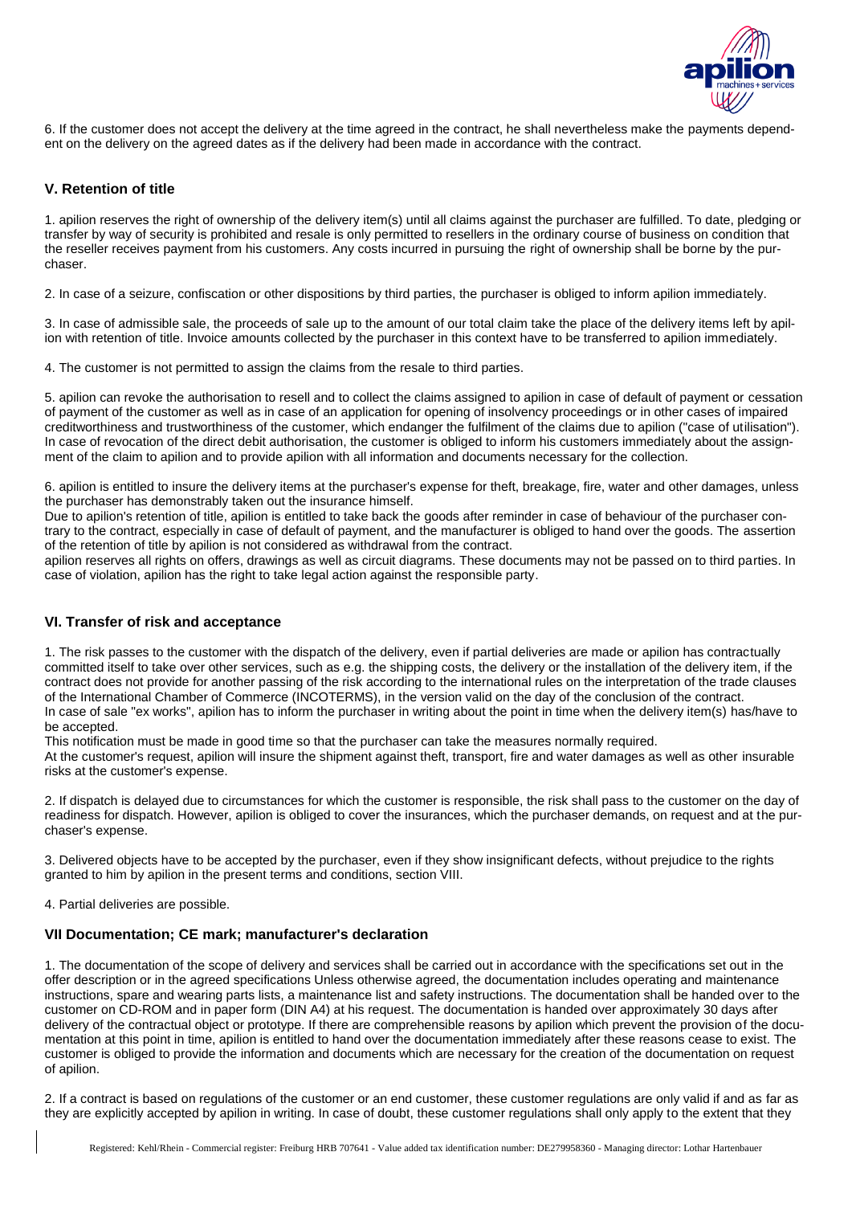6. If the customer does not accept the delivery at the time agreed in the contract, he shall nevertheless make the payments dependent on the delivery on the agreed dates as if the delivery had been made in accordance with the contract.

### V. Retention of title

1. apilion reserves the right of ownership of the delivery item(s) until all claims against the purchaser are fulfilled. To date, pledging or transfer by way of security is prohibited and resale is only permitted to resellers in the ordinary course of business on condition that the reseller receives payment from his customers. Any costs incurred in pursuing the right of ownership shall be borne by the purchaser.

2. In case of a seizure, confiscation or other dispositions by third parties, the purchaser is obliged to inform apilion immediately.

3. In case of admissible sale, the proceeds of sale up to the amount of our total claim take the place of the delivery items left by apilion with retention of title. Invoice amounts collected by the purchaser in this context have to be transferred to apilion immediately.

4. The customer is not permitted to assign the claims from the resale to third parties.

5. apilion can revoke the authorisation to resell and to collect the claims assigned to apilion in case of default of payment or cessation of payment of the customer as well as in case of an application for opening of insolvency proceedings or in other cases of impaired creditworthiness and trustworthiness of the customer, which endanger the fulfilment of the claims due to apilion ("case of utilisation"). In case of revocation of the direct debit authorisation, the customer is obliged to inform his customers immediately about the assignment of the claim to apilion and to provide apilion with all information and documents necessary for the collection.

6. apilion is entitled to insure the delivery items at the purchaser's expense for theft, breakage, fire, water and other damages, unless the purchaser has demonstrably taken out the insurance himself.
Due to apilion's retention of title, apilion is entitled to take back the goods after reminder in case of behaviour of the purchaser contrary to the contract, especially in case of default of payment, and the manufacturer is obliged to hand over the goods. The assertion of the retention of title by apilion is not considered as withdrawal from the contract.
apilion reserves all rights on offers, drawings as well as circuit diagrams. These documents may not be passed on to third parties. In case of violation, apilion has the right to take legal action against the responsible party.

### VI. Transfer of risk and acceptance

1. The risk passes to the customer with the dispatch of the delivery, even if partial deliveries are made or apilion has contractually committed itself to take over other services, such as e.g. the shipping costs, the delivery or the installation of the delivery item, if the contract does not provide for another passing of the risk according to the international rules on the interpretation of the trade clauses of the International Chamber of Commerce (INCOTERMS), in the version valid on the day of the conclusion of the contract.
In case of sale "ex works", apilion has to inform the purchaser in writing about the point in time when the delivery item(s) has/have to be accepted.
This notification must be made in good time so that the purchaser can take the measures normally required.
At the customer's request, apilion will insure the shipment against theft, transport, fire and water damages as well as other insurable risks at the customer's expense.

2. If dispatch is delayed due to circumstances for which the customer is responsible, the risk shall pass to the customer on the day of readiness for dispatch. However, apilion is obliged to cover the insurances, which the purchaser demands, on request and at the purchaser's expense.

3. Delivered objects have to be accepted by the purchaser, even if they show insignificant defects, without prejudice to the rights granted to him by apilion in the present terms and conditions, section VIII.

4. Partial deliveries are possible.

### VII Documentation; CE mark; manufacturer's declaration

1. The documentation of the scope of delivery and services shall be carried out in accordance with the specifications set out in the offer description or in the agreed specifications Unless otherwise agreed, the documentation includes operating and maintenance instructions, spare and wearing parts lists, a maintenance list and safety instructions. The documentation shall be handed over to the customer on CD-ROM and in paper form (DIN A4) at his request. The documentation is handed over approximately 30 days after delivery of the contractual object or prototype. If there are comprehensible reasons by apilion which prevent the provision of the documentation at this point in time, apilion is entitled to hand over the documentation immediately after these reasons cease to exist. The customer is obliged to provide the information and documents which are necessary for the creation of the documentation on request of apilion.

2. If a contract is based on regulations of the customer or an end customer, these customer regulations are only valid if and as far as they are explicitly accepted by apilion in writing. In case of doubt, these customer regulations shall only apply to the extent that they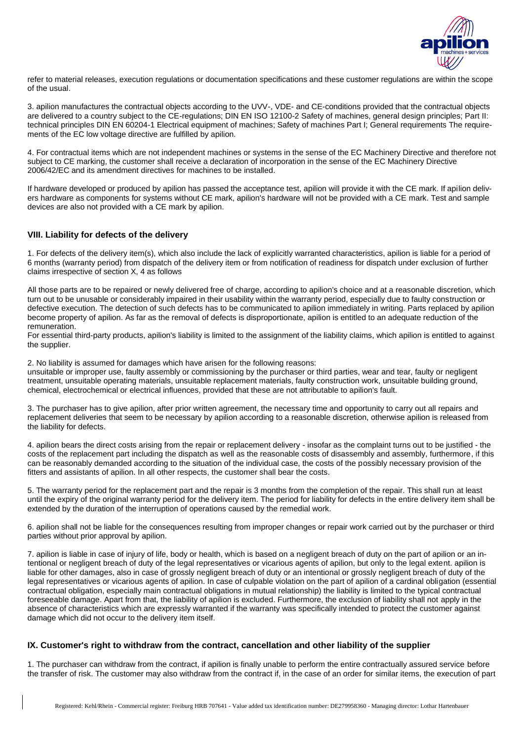refer to material releases, execution regulations or documentation specifications and these customer regulations are within the scope of the usual.

3. apilion manufactures the contractual objects according to the UVV-, VDE- and CE-conditions provided that the contractual objects are delivered to a country subject to the CE-regulations; DIN EN ISO 12100-2 Safety of machines, general design principles; Part II: technical principles DIN EN 60204-1 Electrical equipment of machines; Safety of machines Part I; General requirements The requirements of the EC low voltage directive are fulfilled by apilion.

4. For contractual items which are not independent machines or systems in the sense of the EC Machinery Directive and therefore not subject to CE marking, the customer shall receive a declaration of incorporation in the sense of the EC Machinery Directive 2006/42/EC and its amendment directives for machines to be installed.

If hardware developed or produced by apilion has passed the acceptance test, apilion will provide it with the CE mark. If apilion delivers hardware as components for systems without CE mark, apilion's hardware will not be provided with a CE mark. Test and sample devices are also not provided with a CE mark by apilion.

### VIII. Liability for defects of the delivery

1. For defects of the delivery item(s), which also include the lack of explicitly warranted characteristics, apilion is liable for a period of 6 months (warranty period) from dispatch of the delivery item or from notification of readiness for dispatch under exclusion of further claims irrespective of section X, 4 as follows

All those parts are to be repaired or newly delivered free of charge, according to apilion's choice and at a reasonable discretion, which turn out to be unusable or considerably impaired in their usability within the warranty period, especially due to faulty construction or defective execution. The detection of such defects has to be communicated to apilion immediately in writing. Parts replaced by apilion become property of apilion. As far as the removal of defects is disproportionate, apilion is entitled to an adequate reduction of the remuneration.
For essential third-party products, apilion's liability is limited to the assignment of the liability claims, which apilion is entitled to against the supplier.

2. No liability is assumed for damages which have arisen for the following reasons:
unsuitable or improper use, faulty assembly or commissioning by the purchaser or third parties, wear and tear, faulty or negligent treatment, unsuitable operating materials, unsuitable replacement materials, faulty construction work, unsuitable building ground, chemical, electrochemical or electrical influences, provided that these are not attributable to apilion's fault.

3. The purchaser has to give apilion, after prior written agreement, the necessary time and opportunity to carry out all repairs and replacement deliveries that seem to be necessary by apilion according to a reasonable discretion, otherwise apilion is released from the liability for defects.

4. apilion bears the direct costs arising from the repair or replacement delivery - insofar as the complaint turns out to be justified - the costs of the replacement part including the dispatch as well as the reasonable costs of disassembly and assembly, furthermore, if this can be reasonably demanded according to the situation of the individual case, the costs of the possibly necessary provision of the fitters and assistants of apilion. In all other respects, the customer shall bear the costs.

5. The warranty period for the replacement part and the repair is 3 months from the completion of the repair. This shall run at least until the expiry of the original warranty period for the delivery item. The period for liability for defects in the entire delivery item shall be extended by the duration of the interruption of operations caused by the remedial work.

6. apilion shall not be liable for the consequences resulting from improper changes or repair work carried out by the purchaser or third parties without prior approval by apilion.

7. apilion is liable in case of injury of life, body or health, which is based on a negligent breach of duty on the part of apilion or an intentional or negligent breach of duty of the legal representatives or vicarious agents of apilion, but only to the legal extent. apilion is liable for other damages, also in case of grossly negligent breach of duty or an intentional or grossly negligent breach of duty of the legal representatives or vicarious agents of apilion. In case of culpable violation on the part of apilion of a cardinal obligation (essential contractual obligation, especially main contractual obligations in mutual relationship) the liability is limited to the typical contractual foreseeable damage. Apart from that, the liability of apilion is excluded. Furthermore, the exclusion of liability shall not apply in the absence of characteristics which are expressly warranted if the warranty was specifically intended to protect the customer against damage which did not occur to the delivery item itself.

### IX. Customer's right to withdraw from the contract, cancellation and other liability of the supplier

1. The purchaser can withdraw from the contract, if apilion is finally unable to perform the entire contractually assured service before the transfer of risk. The customer may also withdraw from the contract if, in the case of an order for similar items, the execution of part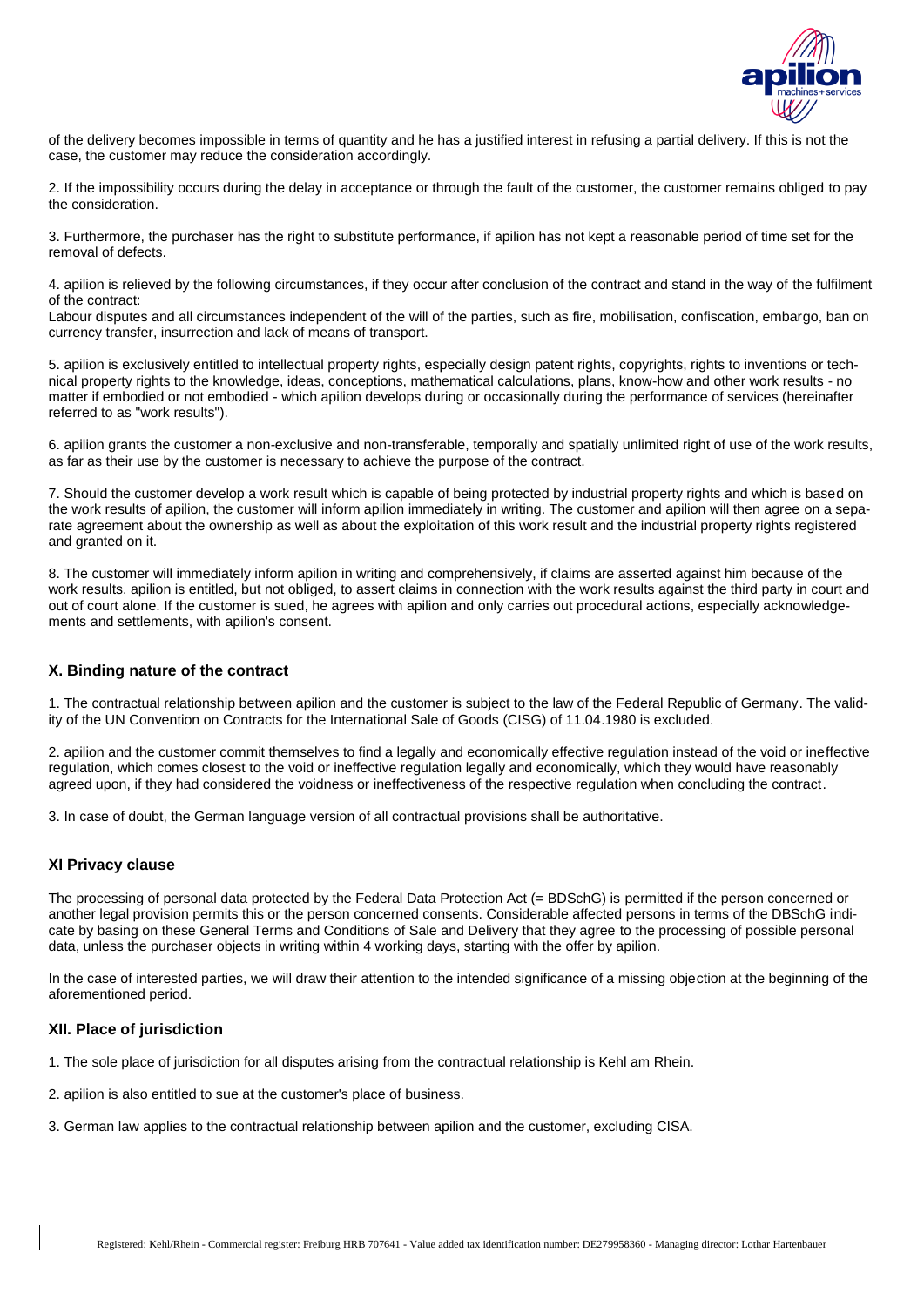of the delivery becomes impossible in terms of quantity and he has a justified interest in refusing a partial delivery. If this is not the case, the customer may reduce the consideration accordingly.

2. If the impossibility occurs during the delay in acceptance or through the fault of the customer, the customer remains obliged to pay the consideration.

3. Furthermore, the purchaser has the right to substitute performance, if apilion has not kept a reasonable period of time set for the removal of defects.

4. apilion is relieved by the following circumstances, if they occur after conclusion of the contract and stand in the way of the fulfilment of the contract:
Labour disputes and all circumstances independent of the will of the parties, such as fire, mobilisation, confiscation, embargo, ban on currency transfer, insurrection and lack of means of transport.

5. apilion is exclusively entitled to intellectual property rights, especially design patent rights, copyrights, rights to inventions or technical property rights to the knowledge, ideas, conceptions, mathematical calculations, plans, know-how and other work results - no matter if embodied or not embodied - which apilion develops during or occasionally during the performance of services (hereinafter referred to as "work results").

6. apilion grants the customer a non-exclusive and non-transferable, temporally and spatially unlimited right of use of the work results, as far as their use by the customer is necessary to achieve the purpose of the contract.

7. Should the customer develop a work result which is capable of being protected by industrial property rights and which is based on the work results of apilion, the customer will inform apilion immediately in writing. The customer and apilion will then agree on a separate agreement about the ownership as well as about the exploitation of this work result and the industrial property rights registered and granted on it.

8. The customer will immediately inform apilion in writing and comprehensively, if claims are asserted against him because of the work results. apilion is entitled, but not obliged, to assert claims in connection with the work results against the third party in court and out of court alone. If the customer is sued, he agrees with apilion and only carries out procedural actions, especially acknowledgements and settlements, with apilion's consent.

### X. Binding nature of the contract

1. The contractual relationship between apilion and the customer is subject to the law of the Federal Republic of Germany. The validity of the UN Convention on Contracts for the International Sale of Goods (CISG) of 11.04.1980 is excluded.

2. apilion and the customer commit themselves to find a legally and economically effective regulation instead of the void or ineffective regulation, which comes closest to the void or ineffective regulation legally and economically, which they would have reasonably agreed upon, if they had considered the voidness or ineffectiveness of the respective regulation when concluding the contract.

3. In case of doubt, the German language version of all contractual provisions shall be authoritative.

### XI Privacy clause

The processing of personal data protected by the Federal Data Protection Act (= BDSchG) is permitted if the person concerned or another legal provision permits this or the person concerned consents. Considerable affected persons in terms of the DBSchG indicate by basing on these General Terms and Conditions of Sale and Delivery that they agree to the processing of possible personal data, unless the purchaser objects in writing within 4 working days, starting with the offer by apilion.

In the case of interested parties, we will draw their attention to the intended significance of a missing objection at the beginning of the aforementioned period.

### XII. Place of jurisdiction

1. The sole place of jurisdiction for all disputes arising from the contractual relationship is Kehl am Rhein.

2. apilion is also entitled to sue at the customer's place of business.

3. German law applies to the contractual relationship between apilion and the customer, excluding CISA.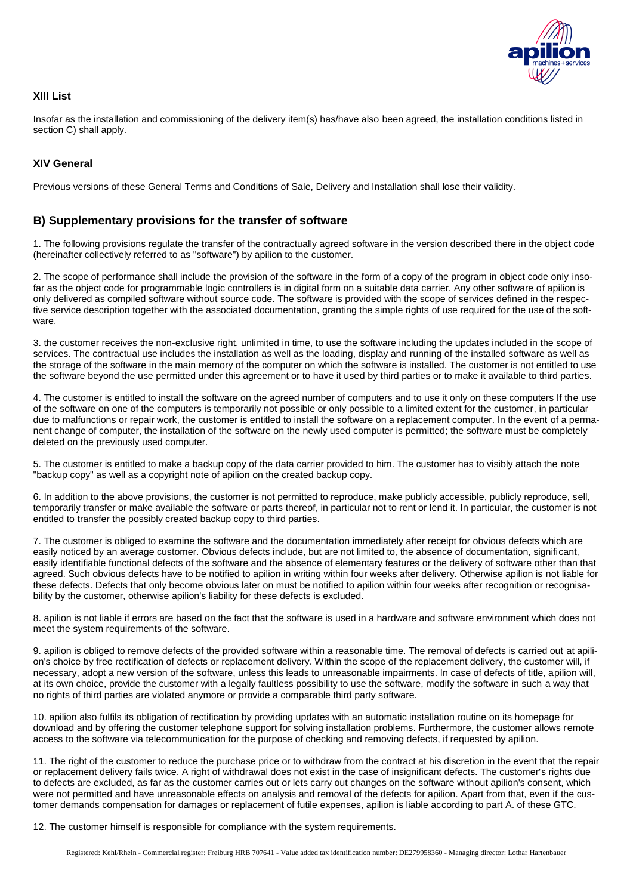### XIII List

Insofar as the installation and commissioning of the delivery item(s) has/have also been agreed, the installation conditions listed in section C) shall apply.

### XIV General

Previous versions of these General Terms and Conditions of Sale, Delivery and Installation shall lose their validity.

## B) Supplementary provisions for the transfer of software

1. The following provisions regulate the transfer of the contractually agreed software in the version described there in the object code (hereinafter collectively referred to as "software") by apilion to the customer.

2. The scope of performance shall include the provision of the software in the form of a copy of the program in object code only insofar as the object code for programmable logic controllers is in digital form on a suitable data carrier. Any other software of apilion is only delivered as compiled software without source code. The software is provided with the scope of services defined in the respective service description together with the associated documentation, granting the simple rights of use required for the use of the software.

3. the customer receives the non-exclusive right, unlimited in time, to use the software including the updates included in the scope of services. The contractual use includes the installation as well as the loading, display and running of the installed software as well as the storage of the software in the main memory of the computer on which the software is installed. The customer is not entitled to use the software beyond the use permitted under this agreement or to have it used by third parties or to make it available to third parties.

4. The customer is entitled to install the software on the agreed number of computers and to use it only on these computers If the use of the software on one of the computers is temporarily not possible or only possible to a limited extent for the customer, in particular due to malfunctions or repair work, the customer is entitled to install the software on a replacement computer. In the event of a permanent change of computer, the installation of the software on the newly used computer is permitted; the software must be completely deleted on the previously used computer.

5. The customer is entitled to make a backup copy of the data carrier provided to him. The customer has to visibly attach the note "backup copy" as well as a copyright note of apilion on the created backup copy.

6. In addition to the above provisions, the customer is not permitted to reproduce, make publicly accessible, publicly reproduce, sell, temporarily transfer or make available the software or parts thereof, in particular not to rent or lend it. In particular, the customer is not entitled to transfer the possibly created backup copy to third parties.

7. The customer is obliged to examine the software and the documentation immediately after receipt for obvious defects which are easily noticed by an average customer. Obvious defects include, but are not limited to, the absence of documentation, significant, easily identifiable functional defects of the software and the absence of elementary features or the delivery of software other than that agreed. Such obvious defects have to be notified to apilion in writing within four weeks after delivery. Otherwise apilion is not liable for these defects. Defects that only become obvious later on must be notified to apilion within four weeks after recognition or recognisability by the customer, otherwise apilion's liability for these defects is excluded.

8. apilion is not liable if errors are based on the fact that the software is used in a hardware and software environment which does not meet the system requirements of the software.

9. apilion is obliged to remove defects of the provided software within a reasonable time. The removal of defects is carried out at apilion's choice by free rectification of defects or replacement delivery. Within the scope of the replacement delivery, the customer will, if necessary, adopt a new version of the software, unless this leads to unreasonable impairments. In case of defects of title, apilion will, at its own choice, provide the customer with a legally faultless possibility to use the software, modify the software in such a way that no rights of third parties are violated anymore or provide a comparable third party software.

10. apilion also fulfils its obligation of rectification by providing updates with an automatic installation routine on its homepage for download and by offering the customer telephone support for solving installation problems. Furthermore, the customer allows remote access to the software via telecommunication for the purpose of checking and removing defects, if requested by apilion.

11. The right of the customer to reduce the purchase price or to withdraw from the contract at his discretion in the event that the repair or replacement delivery fails twice. A right of withdrawal does not exist in the case of insignificant defects. The customer's rights due to defects are excluded, as far as the customer carries out or lets carry out changes on the software without apilion's consent, which were not permitted and have unreasonable effects on analysis and removal of the defects for apilion. Apart from that, even if the customer demands compensation for damages or replacement of futile expenses, apilion is liable according to part A. of these GTC.

12. The customer himself is responsible for compliance with the system requirements.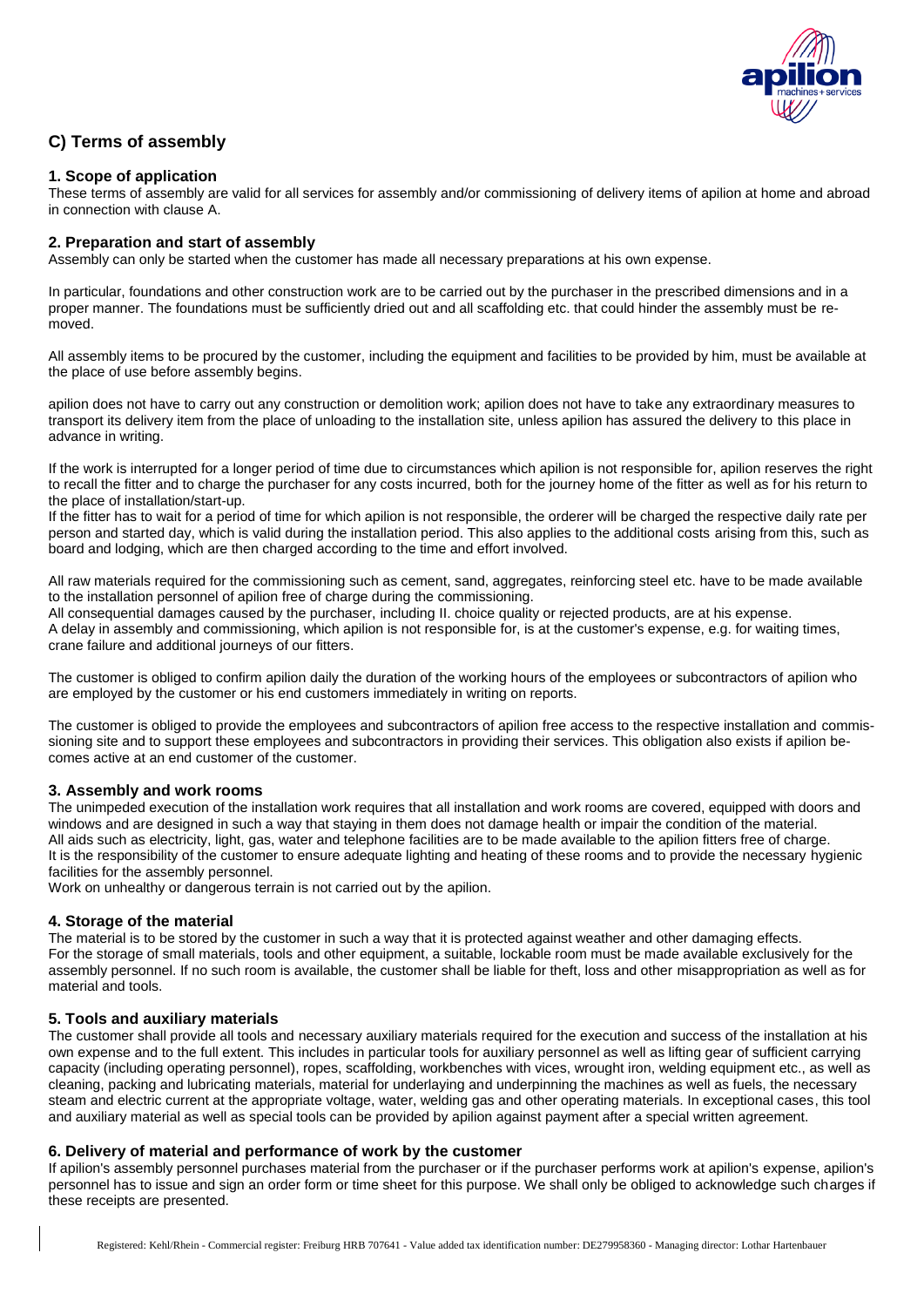## C) Terms of assembly

### 1. Scope of application

These terms of assembly are valid for all services for assembly and/or commissioning of delivery items of apilion at home and abroad in connection with clause A.

### 2. Preparation and start of assembly

Assembly can only be started when the customer has made all necessary preparations at his own expense.

In particular, foundations and other construction work are to be carried out by the purchaser in the prescribed dimensions and in a proper manner. The foundations must be sufficiently dried out and all scaffolding etc. that could hinder the assembly must be removed.

All assembly items to be procured by the customer, including the equipment and facilities to be provided by him, must be available at the place of use before assembly begins.

apilion does not have to carry out any construction or demolition work; apilion does not have to take any extraordinary measures to transport its delivery item from the place of unloading to the installation site, unless apilion has assured the delivery to this place in advance in writing.

If the work is interrupted for a longer period of time due to circumstances which apilion is not responsible for, apilion reserves the right to recall the fitter and to charge the purchaser for any costs incurred, both for the journey home of the fitter as well as for his return to the place of installation/start-up.
If the fitter has to wait for a period of time for which apilion is not responsible, the orderer will be charged the respective daily rate per person and started day, which is valid during the installation period. This also applies to the additional costs arising from this, such as board and lodging, which are then charged according to the time and effort involved.

All raw materials required for the commissioning such as cement, sand, aggregates, reinforcing steel etc. have to be made available to the installation personnel of apilion free of charge during the commissioning.
All consequential damages caused by the purchaser, including II. choice quality or rejected products, are at his expense.
A delay in assembly and commissioning, which apilion is not responsible for, is at the customer's expense, e.g. for waiting times, crane failure and additional journeys of our fitters.

The customer is obliged to confirm apilion daily the duration of the working hours of the employees or subcontractors of apilion who are employed by the customer or his end customers immediately in writing on reports.

The customer is obliged to provide the employees and subcontractors of apilion free access to the respective installation and commissioning site and to support these employees and subcontractors in providing their services. This obligation also exists if apilion becomes active at an end customer of the customer.

### 3. Assembly and work rooms

The unimpeded execution of the installation work requires that all installation and work rooms are covered, equipped with doors and windows and are designed in such a way that staying in them does not damage health or impair the condition of the material.
All aids such as electricity, light, gas, water and telephone facilities are to be made available to the apilion fitters free of charge.
It is the responsibility of the customer to ensure adequate lighting and heating of these rooms and to provide the necessary hygienic facilities for the assembly personnel.
Work on unhealthy or dangerous terrain is not carried out by the apilion.

### 4. Storage of the material

The material is to be stored by the customer in such a way that it is protected against weather and other damaging effects.
For the storage of small materials, tools and other equipment, a suitable, lockable room must be made available exclusively for the assembly personnel. If no such room is available, the customer shall be liable for theft, loss and other misappropriation as well as for material and tools.

### 5. Tools and auxiliary materials

The customer shall provide all tools and necessary auxiliary materials required for the execution and success of the installation at his own expense and to the full extent. This includes in particular tools for auxiliary personnel as well as lifting gear of sufficient carrying capacity (including operating personnel), ropes, scaffolding, workbenches with vices, wrought iron, welding equipment etc., as well as cleaning, packing and lubricating materials, material for underlaying and underpinning the machines as well as fuels, the necessary steam and electric current at the appropriate voltage, water, welding gas and other operating materials. In exceptional cases, this tool and auxiliary material as well as special tools can be provided by apilion against payment after a special written agreement.

### 6. Delivery of material and performance of work by the customer

If apilion's assembly personnel purchases material from the purchaser or if the purchaser performs work at apilion's expense, apilion's personnel has to issue and sign an order form or time sheet for this purpose. We shall only be obliged to acknowledge such charges if these receipts are presented.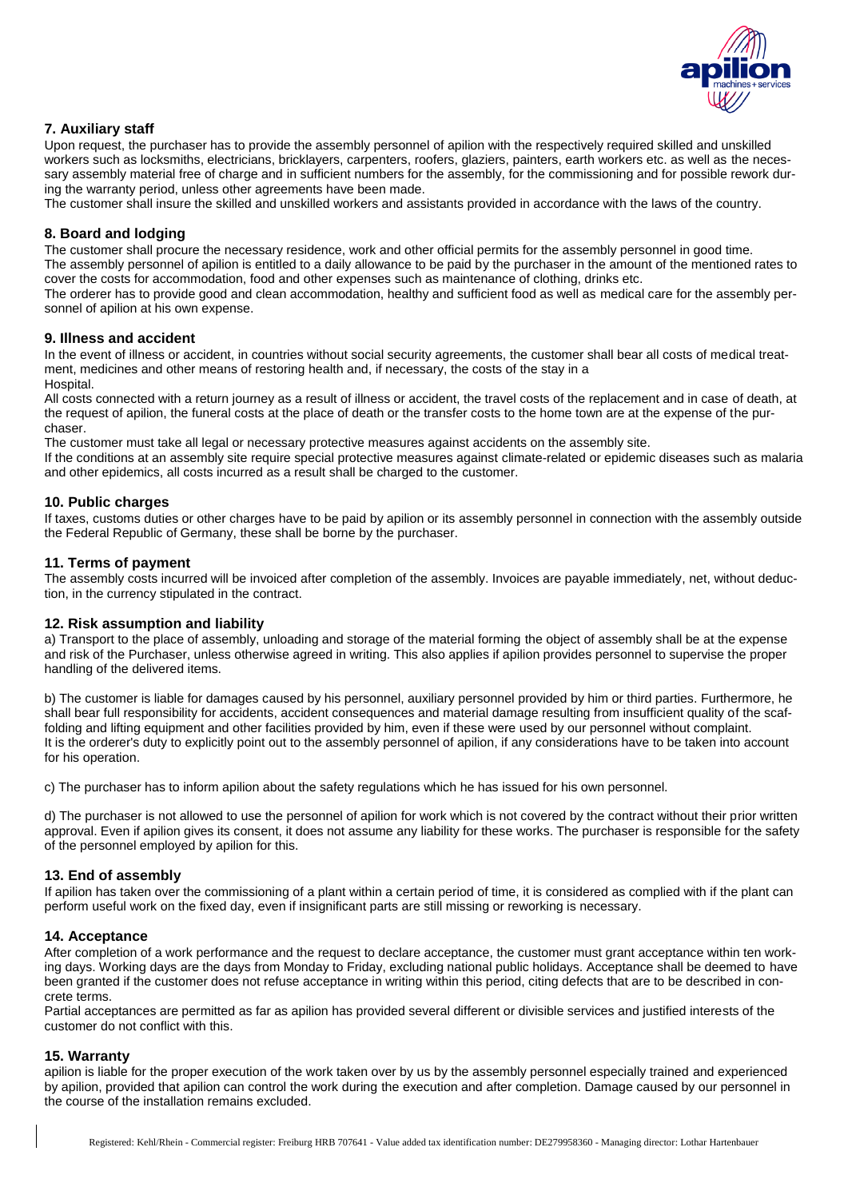## 7. Auxiliary staff

Upon request, the purchaser has to provide the assembly personnel of apilion with the respectively required skilled and unskilled workers such as locksmiths, electricians, bricklayers, carpenters, roofers, glaziers, painters, earth workers etc. as well as the necessary assembly material free of charge and in sufficient numbers for the assembly, for the commissioning and for possible rework during the warranty period, unless other agreements have been made.

The customer shall insure the skilled and unskilled workers and assistants provided in accordance with the laws of the country.

## 8. Board and lodging

The customer shall procure the necessary residence, work and other official permits for the assembly personnel in good time.

The assembly personnel of apilion is entitled to a daily allowance to be paid by the purchaser in the amount of the mentioned rates to cover the costs for accommodation, food and other expenses such as maintenance of clothing, drinks etc.

The orderer has to provide good and clean accommodation, healthy and sufficient food as well as medical care for the assembly personnel of apilion at his own expense.

## 9. Illness and accident

In the event of illness or accident, in countries without social security agreements, the customer shall bear all costs of medical treatment, medicines and other means of restoring health and, if necessary, the costs of the stay in a Hospital.

All costs connected with a return journey as a result of illness or accident, the travel costs of the replacement and in case of death, at the request of apilion, the funeral costs at the place of death or the transfer costs to the home town are at the expense of the purchaser.

The customer must take all legal or necessary protective measures against accidents on the assembly site.

If the conditions at an assembly site require special protective measures against climate-related or epidemic diseases such as malaria and other epidemics, all costs incurred as a result shall be charged to the customer.

## 10. Public charges

If taxes, customs duties or other charges have to be paid by apilion or its assembly personnel in connection with the assembly outside the Federal Republic of Germany, these shall be borne by the purchaser.

## 11. Terms of payment

The assembly costs incurred will be invoiced after completion of the assembly. Invoices are payable immediately, net, without deduction, in the currency stipulated in the contract.

## 12. Risk assumption and liability

a) Transport to the place of assembly, unloading and storage of the material forming the object of assembly shall be at the expense and risk of the Purchaser, unless otherwise agreed in writing. This also applies if apilion provides personnel to supervise the proper handling of the delivered items.

b) The customer is liable for damages caused by his personnel, auxiliary personnel provided by him or third parties. Furthermore, he shall bear full responsibility for accidents, accident consequences and material damage resulting from insufficient quality of the scaffolding and lifting equipment and other facilities provided by him, even if these were used by our personnel without complaint.
It is the orderer's duty to explicitly point out to the assembly personnel of apilion, if any considerations have to be taken into account for his operation.

c) The purchaser has to inform apilion about the safety regulations which he has issued for his own personnel.

d) The purchaser is not allowed to use the personnel of apilion for work which is not covered by the contract without their prior written approval. Even if apilion gives its consent, it does not assume any liability for these works. The purchaser is responsible for the safety of the personnel employed by apilion for this.

## 13. End of assembly

If apilion has taken over the commissioning of a plant within a certain period of time, it is considered as complied with if the plant can perform useful work on the fixed day, even if insignificant parts are still missing or reworking is necessary.

## 14. Acceptance

After completion of a work performance and the request to declare acceptance, the customer must grant acceptance within ten working days. Working days are the days from Monday to Friday, excluding national public holidays. Acceptance shall be deemed to have been granted if the customer does not refuse acceptance in writing within this period, citing defects that are to be described in concrete terms.

Partial acceptances are permitted as far as apilion has provided several different or divisible services and justified interests of the customer do not conflict with this.

## 15. Warranty

apilion is liable for the proper execution of the work taken over by us by the assembly personnel especially trained and experienced by apilion, provided that apilion can control the work during the execution and after completion. Damage caused by our personnel in the course of the installation remains excluded.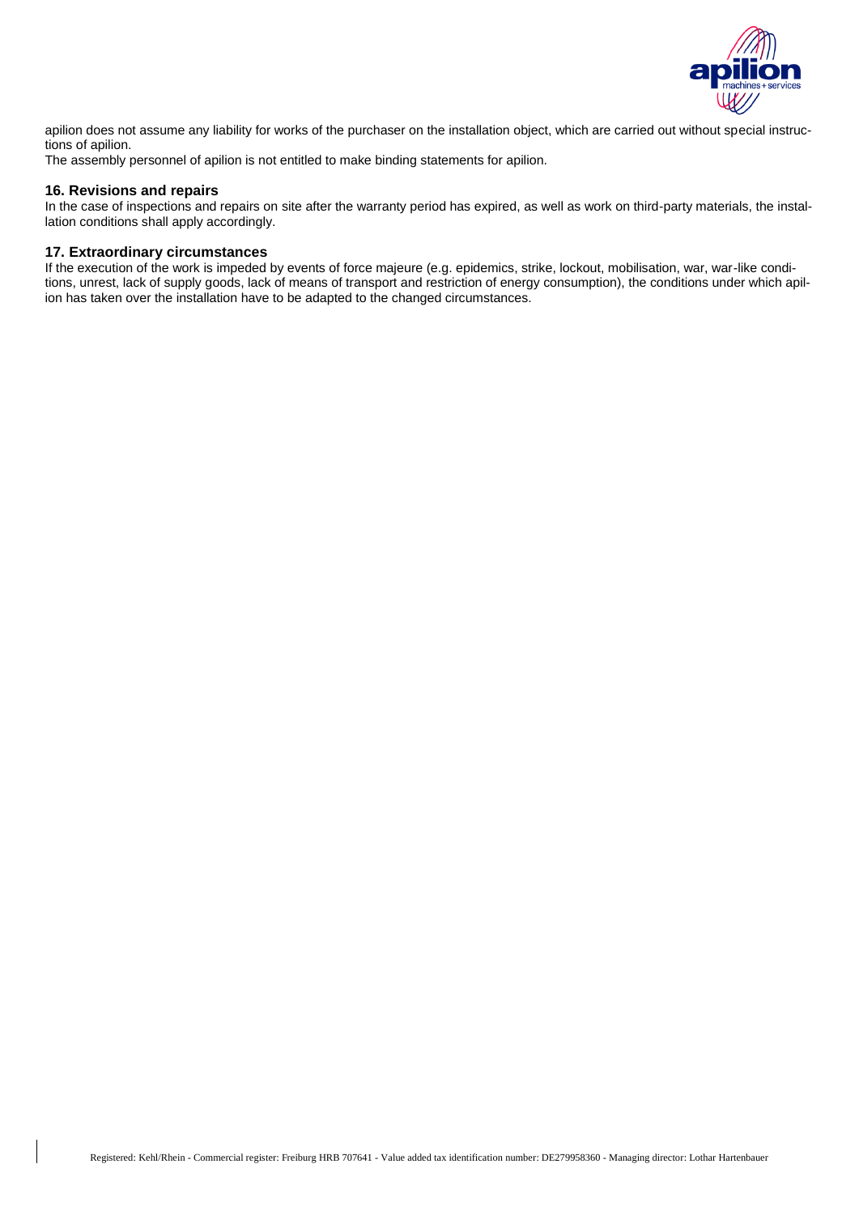apilion does not assume any liability for works of the purchaser on the installation object, which are carried out without special instructions of apilion.

The assembly personnel of apilion is not entitled to make binding statements for apilion.

### 16. Revisions and repairs

In the case of inspections and repairs on site after the warranty period has expired, as well as work on third-party materials, the installation conditions shall apply accordingly.

### 17. Extraordinary circumstances

If the execution of the work is impeded by events of force majeure (e.g. epidemics, strike, lockout, mobilisation, war, war-like conditions, unrest, lack of supply goods, lack of means of transport and restriction of energy consumption), the conditions under which apilion has taken over the installation have to be adapted to the changed circumstances.